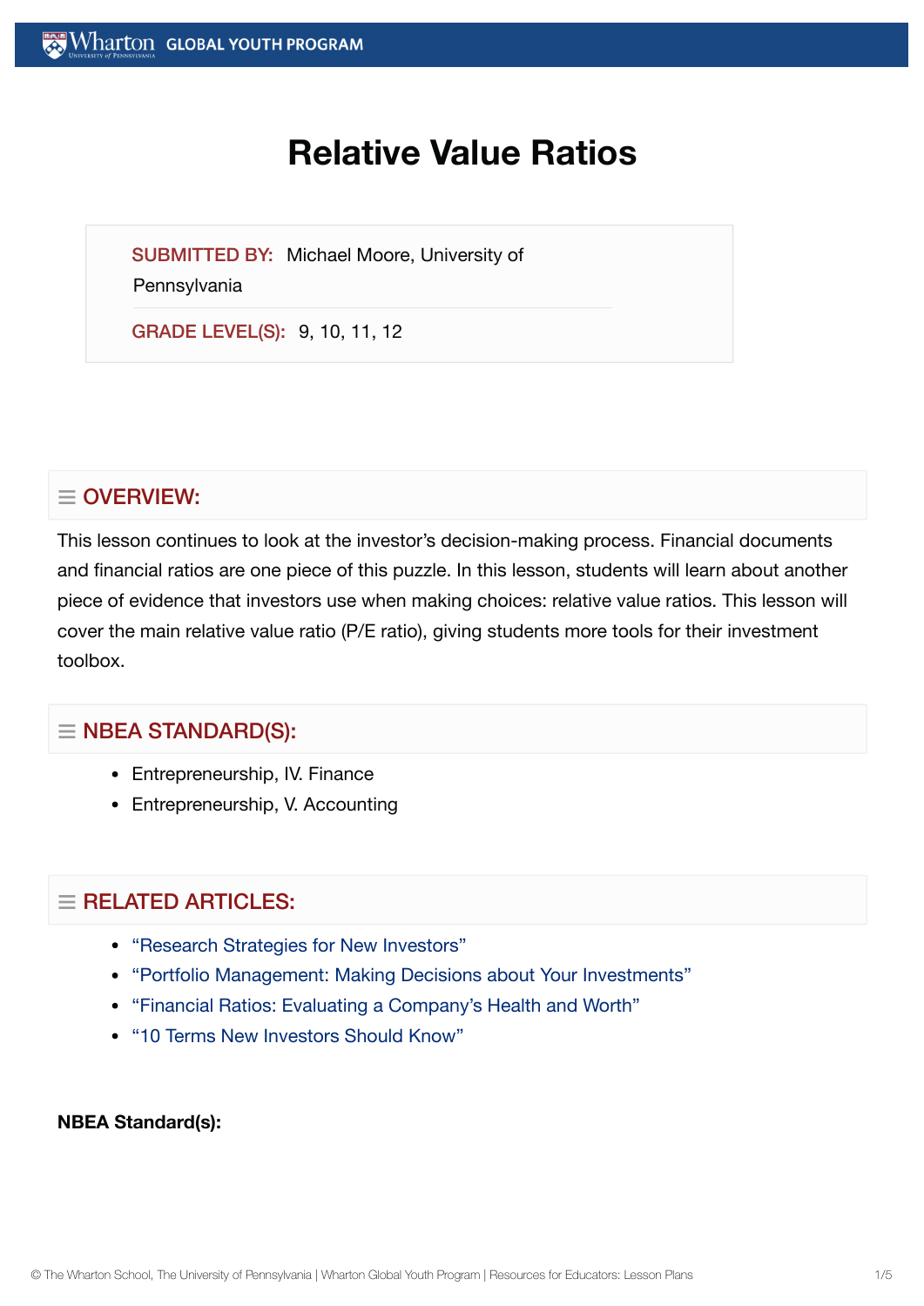# Relative Value Ratios

**SUBMITTED BY:** Michael Moore, University of Pennsylvania

**GRADE LEVEL(S):** 9, 10, 11, 12

## OVERVIEW:

This lesson continues to look at the investor's decision-making process. Financial documents and financial ratios are one piece of this puzzle. In this lesson, students will learn about another piece of evidence that investors use when making choices: relative value ratios. This lesson will cover the main relative value ratio (P/E ratio), giving students more tools for their investment toolbox.

## NBEA STANDARD(S):

- Entrepreneurship, IV. Finance
- Entrepreneurship, V. Accounting

## RELATED ARTICLES:

- "Research Strategies for New Investors"
- "Portfolio Management: Making Decisions about Your Investments"
- "Financial Ratios: Evaluating a Company's Health and Worth"
- "10 Terms New Investors Should Know"

**NBEA Standard(s):**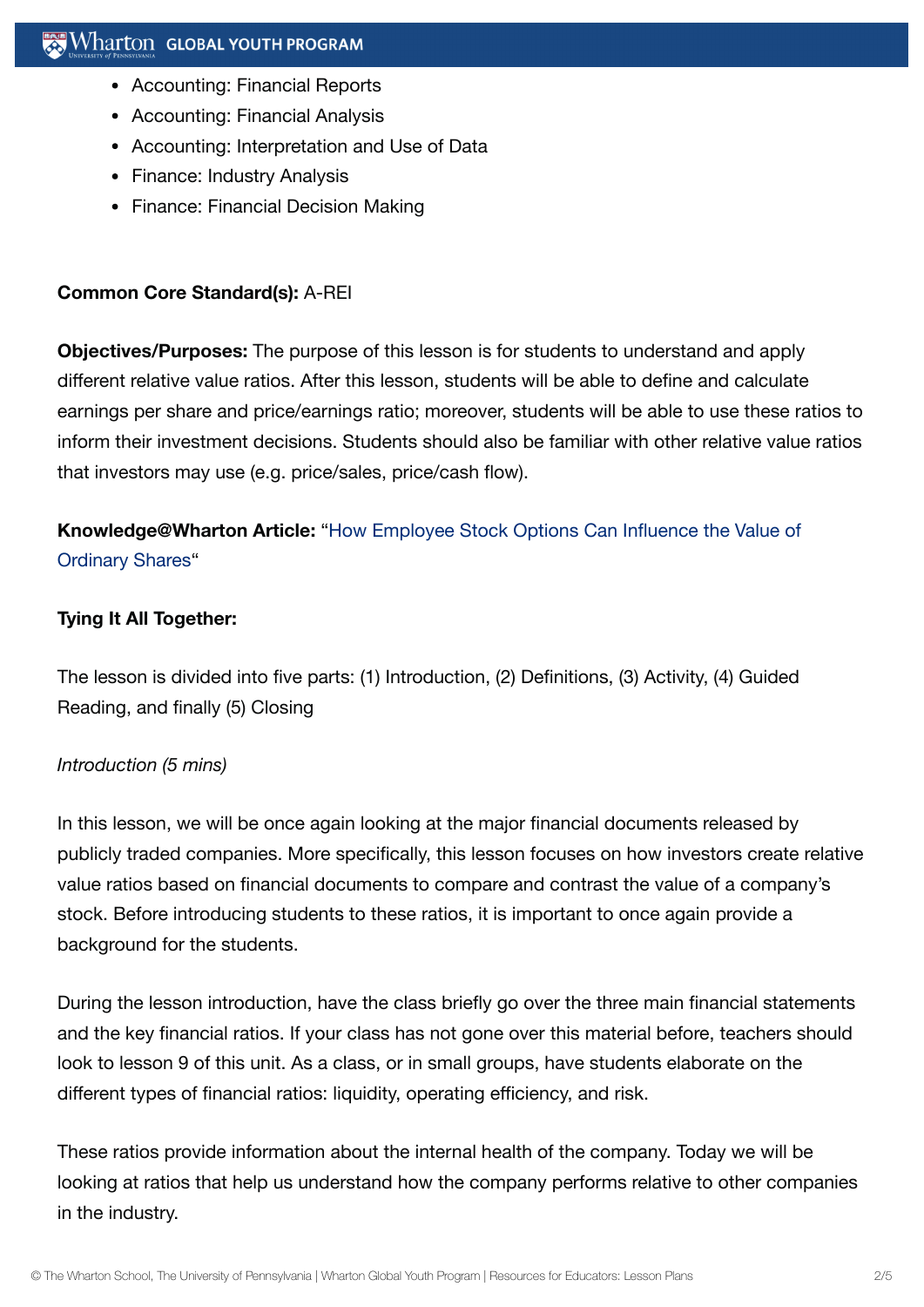- Accounting: Financial Reports
- Accounting: Financial Analysis
- Accounting: Interpretation and Use of Data
- Finance: Industry Analysis
- Finance: Financial Decision Making

**Common Core Standard(s):** A-REI

**Objectives/Purposes:** The purpose of this lesson is for students to understand and apply different relative value ratios. After this lesson, students will be able to define and calculate earnings per share and price/earnings ratio; moreover, students will be able to use these ratios to inform their investment decisions. Students should also be familiar with other relative value ratios that investors may use (e.g. price/sales, price/cash flow).

**Knowledge@Wharton Article:** "How Employee Stock Options Can Influence the Value of Ordinary Shares"

**Tying It All Together:**

The lesson is divided into five parts: (1) Introduction, (2) Definitions, (3) Activity, (4) Guided Reading, and finally (5) Closing

*Introduction (5 mins)*

In this lesson, we will be once again looking at the major financial documents released by publicly traded companies. More specifically, this lesson focuses on how investors create relative value ratios based on financial documents to compare and contrast the value of a company's stock. Before introducing students to these ratios, it is important to once again provide a background for the students.

During the lesson introduction, have the class briefly go over the three main financial statements and the key financial ratios. If your class has not gone over this material before, teachers should look to lesson 9 of this unit. As a class, or in small groups, have students elaborate on the different types of financial ratios: liquidity, operating efficiency, and risk.

These ratios provide information about the internal health of the company. Today we will be looking at ratios that help us understand how the company performs relative to other companies in the industry.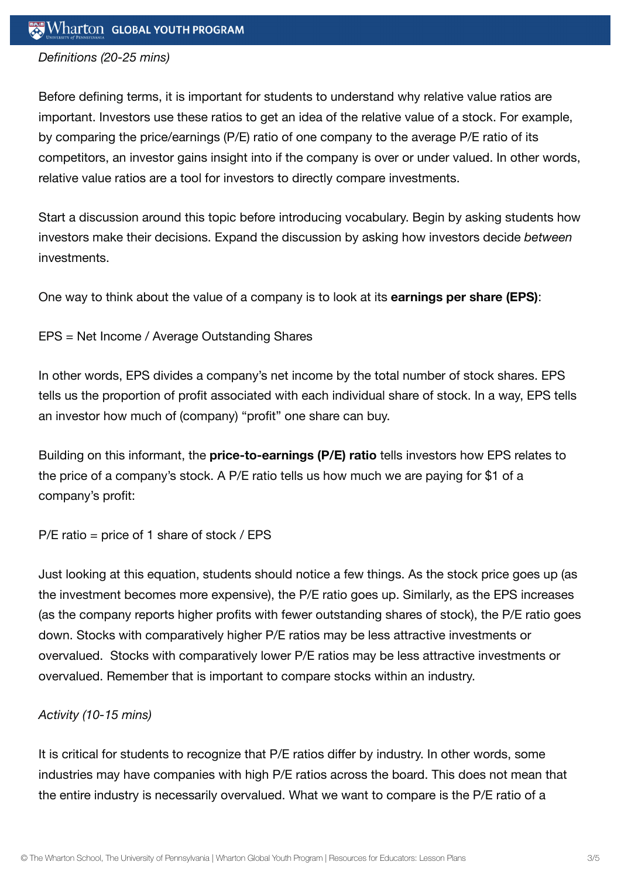*Definitions (20-25 mins)*

Before defining terms, it is important for students to understand why relative value ratios are important. Investors use these ratios to get an idea of the relative value of a stock. For example, by comparing the price/earnings (P/E) ratio of one company to the average P/E ratio of its competitors, an investor gains insight into if the company is over or under valued. In other words, relative value ratios are a tool for investors to directly compare investments.

Start a discussion around this topic before introducing vocabulary. Begin by asking students how investors make their decisions. Expand the discussion by asking how investors decide *between* investments.

One way to think about the value of a company is to look at its **earnings per share (EPS)**:

EPS = Net Income / Average Outstanding Shares

In other words, EPS divides a company's net income by the total number of stock shares. EPS tells us the proportion of profit associated with each individual share of stock. In a way, EPS tells an investor how much of (company) "profit" one share can buy.

Building on this informant, the **price-to-earnings (P/E) ratio** tells investors how EPS relates to the price of a company's stock. A P/E ratio tells us how much we are paying for $1 of a company's profit:

P/E ratio = price of 1 share of stock / EPS

Just looking at this equation, students should notice a few things. As the stock price goes up (as the investment becomes more expensive), the P/E ratio goes up. Similarly, as the EPS increases (as the company reports higher profits with fewer outstanding shares of stock), the P/E ratio goes down. Stocks with comparatively higher P/E ratios may be less attractive investments or overvalued. Stocks with comparatively lower P/E ratios may be less attractive investments or overvalued. Remember that is important to compare stocks within an industry.

*Activity (10-15 mins)*

It is critical for students to recognize that P/E ratios differ by industry. In other words, some industries may have companies with high P/E ratios across the board. This does not mean that the entire industry is necessarily overvalued. What we want to compare is the P/E ratio of a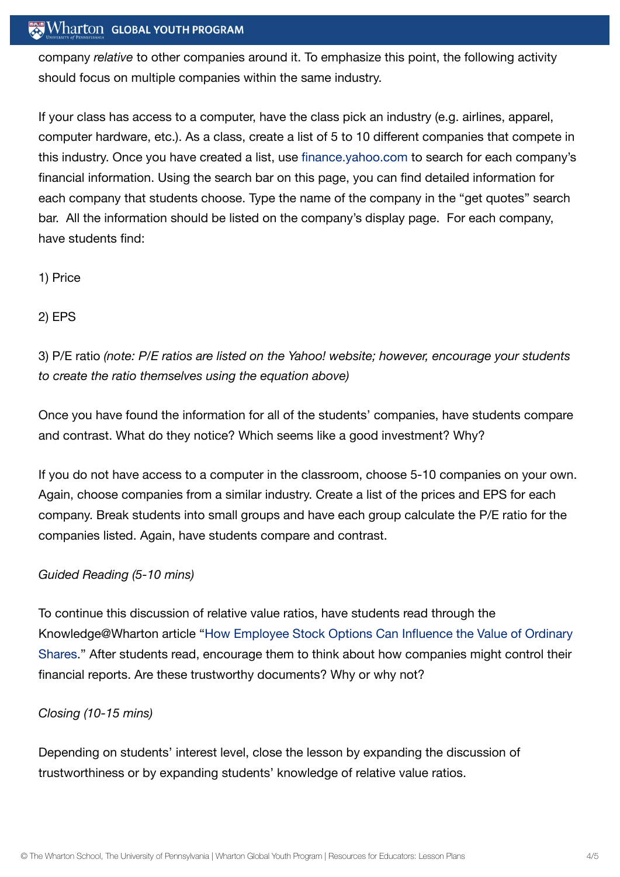company *relative* to other companies around it. To emphasize this point, the following activity should focus on multiple companies within the same industry.

If your class has access to a computer, have the class pick an industry (e.g. airlines, apparel, computer hardware, etc.). As a class, create a list of 5 to 10 different companies that compete in this industry. Once you have created a list, use finance.yahoo.com to search for each company's financial information. Using the search bar on this page, you can find detailed information for each company that students choose. Type the name of the company in the "get quotes" search bar. All the information should be listed on the company's display page. For each company, have students find:

1) Price

2) EPS

3) P/E ratio *(note: P/E ratios are listed on the Yahoo! website; however, encourage your students to create the ratio themselves using the equation above)*

Once you have found the information for all of the students' companies, have students compare and contrast. What do they notice? Which seems like a good investment? Why?

If you do not have access to a computer in the classroom, choose 5-10 companies on your own. Again, choose companies from a similar industry. Create a list of the prices and EPS for each company. Break students into small groups and have each group calculate the P/E ratio for the companies listed. Again, have students compare and contrast.

*Guided Reading (5-10 mins)*

To continue this discussion of relative value ratios, have students read through the Knowledge@Wharton article "How Employee Stock Options Can Influence the Value of Ordinary Shares." After students read, encourage them to think about how companies might control their financial reports. Are these trustworthy documents? Why or why not?

*Closing (10-15 mins)*

Depending on students' interest level, close the lesson by expanding the discussion of trustworthiness or by expanding students' knowledge of relative value ratios.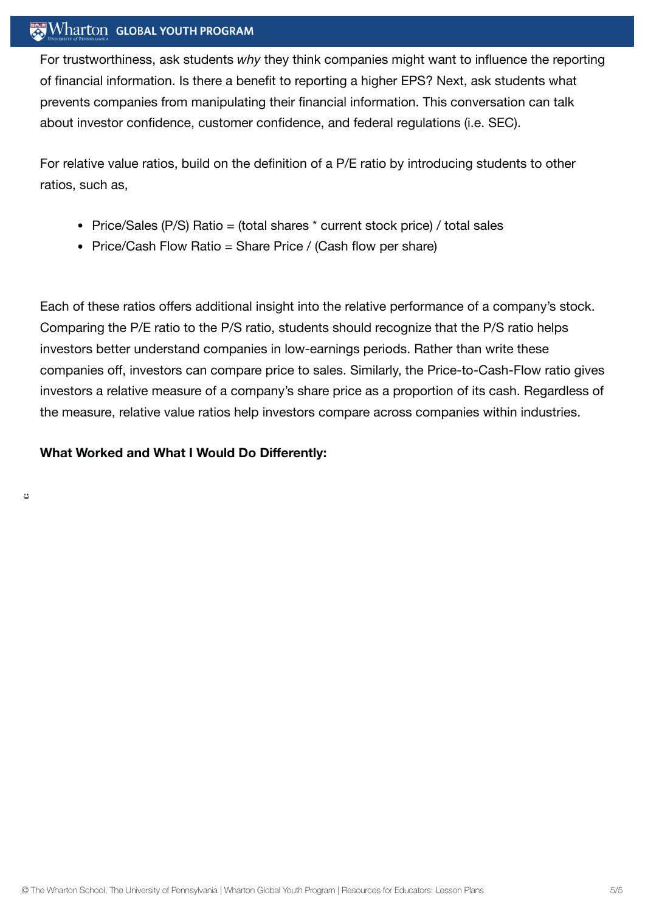For trustworthiness, ask students *why* they think companies might want to influence the reporting of financial information. Is there a benefit to reporting a higher EPS? Next, ask students what prevents companies from manipulating their financial information. This conversation can talk about investor confidence, customer confidence, and federal regulations (i.e. SEC).

For relative value ratios, build on the definition of a P/E ratio by introducing students to other ratios, such as,

- Price/Sales (P/S) Ratio = (total shares * current stock price) / total sales
- Price/Cash Flow Ratio = Share Price / (Cash flow per share)

Each of these ratios offers additional insight into the relative performance of a company's stock. Comparing the P/E ratio to the P/S ratio, students should recognize that the P/S ratio helps investors better understand companies in low-earnings periods. Rather than write these companies off, investors can compare price to sales. Similarly, the Price-to-Cash-Flow ratio gives investors a relative measure of a company's share price as a proportion of its cash. Regardless of the measure, relative value ratios help investors compare across companies within industries.

**What Worked and What I Would Do Differently:**